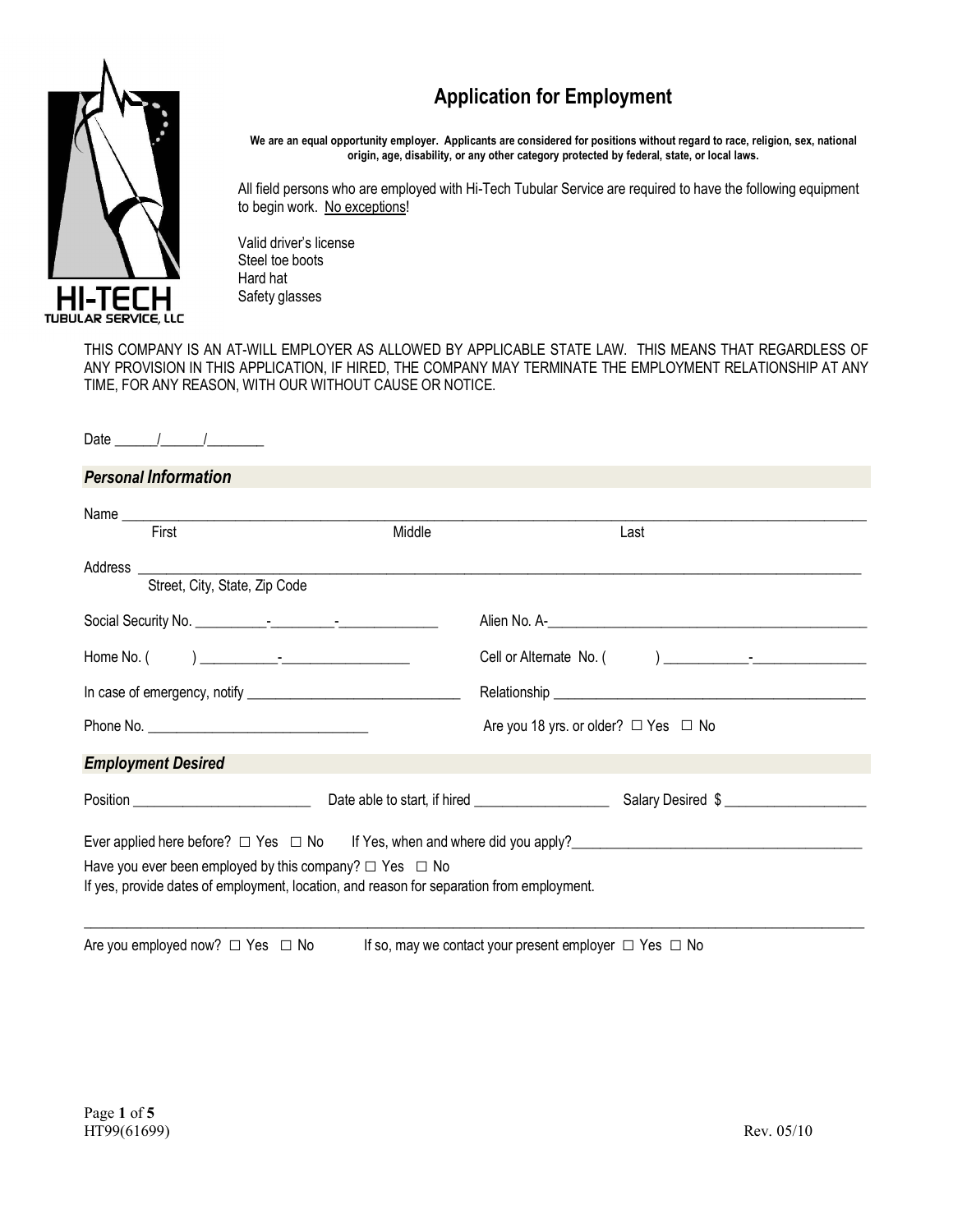# Application for Employment

**We are an equal opportunity employer. Applicants are considered for positions without regard to race, religion, sex, national origin, age, disability, or any other category protected by federal, state, or local laws.**

All field persons who are employed with Hi-Tech Tubular Service are required to have the following equipment to begin work. No exceptions!

Valid driver's license
Steel toe boots
Hard hat
Safety glasses

THIS COMPANY IS AN AT-WILL EMPLOYER AS ALLOWED BY APPLICABLE STATE LAW. THIS MEANS THAT REGARDLESS OF ANY PROVISION IN THIS APPLICATION, IF HIRED, THE COMPANY MAY TERMINATE THE EMPLOYMENT RELATIONSHIP AT ANY TIME, FOR ANY REASON, WITH OUR WITHOUT CAUSE OR NOTICE.

Date ______/______/________

## *Personal Information*

Name ______________________________________________________________
First                    Middle                    Last

Address ____________________________________________________________
Street, City, State, Zip Code

Social Security No. __________-_________-______________    Alien No. A-______________________________

Home No. (      ) __________-_________________    Cell or Alternate No. (      ) ___________-________________

In case of emergency, notify _____________________________    Relationship ______________________________

Phone No. ______________________________    Are you 18 yrs. or older? ☐ Yes ☐ No

## *Employment Desired*

Position ________________________    Date able to start, if hired __________________    Salary Desired $ ___________________

Ever applied here before? ☐ Yes ☐ No    If Yes, when and where did you apply?________________________________

Have you ever been employed by this company? ☐ Yes ☐ No
If yes, provide dates of employment, location, and reason for separation from employment.

______________________________________________________________________________

Are you employed now? ☐ Yes ☐ No    If so, may we contact your present employer ☐ Yes ☐ No

HT99(61699)    Rev. 05/10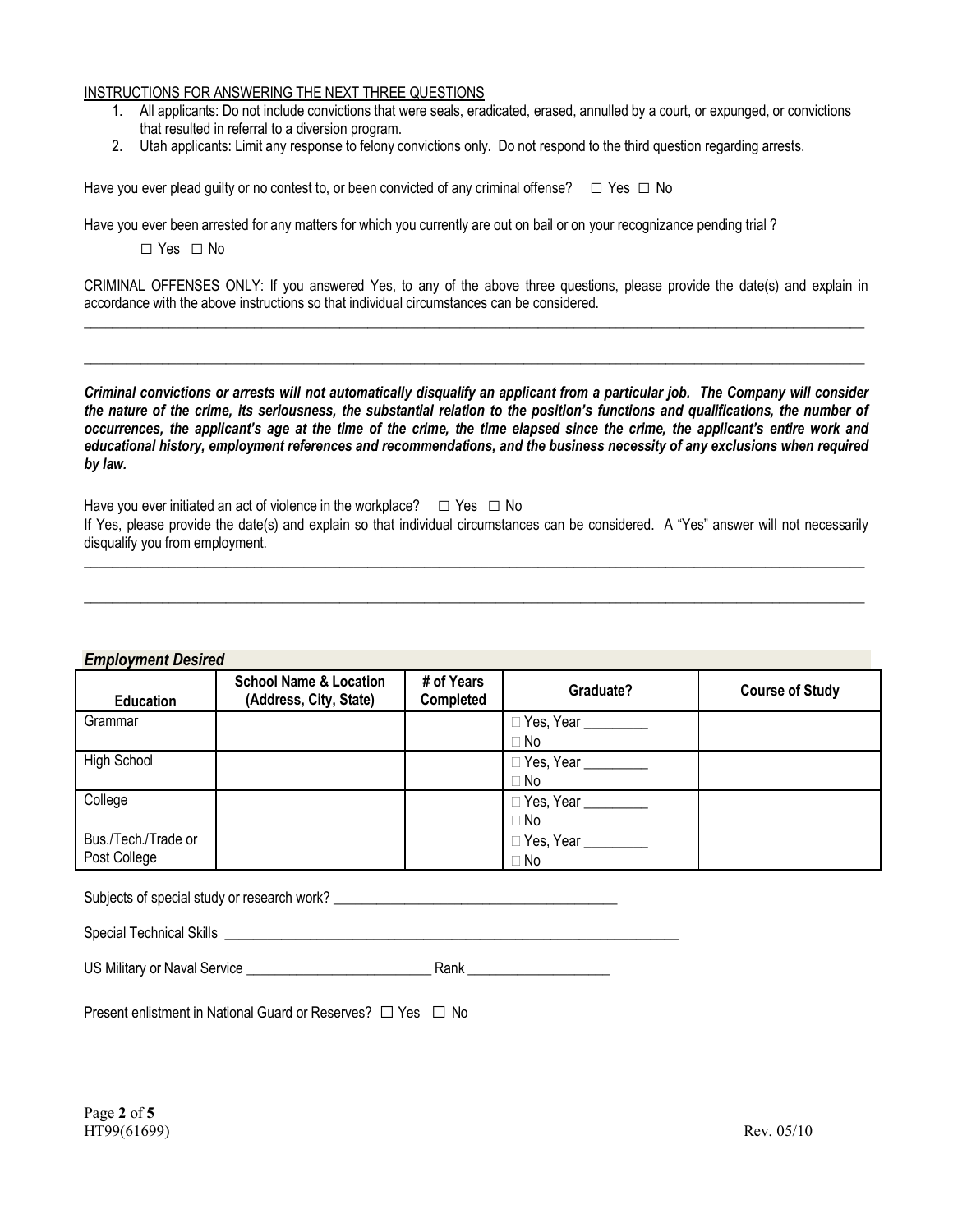INSTRUCTIONS FOR ANSWERING THE NEXT THREE QUESTIONS

1. All applicants: Do not include convictions that were seals, eradicated, erased, annulled by a court, or expunged, or convictions that resulted in referral to a diversion program.
2. Utah applicants: Limit any response to felony convictions only. Do not respond to the third question regarding arrests.

Have you ever plead guilty or no contest to, or been convicted of any criminal offense? ☐ Yes ☐ No

Have you ever been arrested for any matters for which you currently are out on bail or on your recognizance pending trial ?

☐ Yes ☐ No

CRIMINAL OFFENSES ONLY: If you answered Yes, to any of the above three questions, please provide the date(s) and explain in accordance with the above instructions so that individual circumstances can be considered.

\_\_\_\_\_\_\_\_\_\_\_\_\_\_\_\_\_\_\_\_\_\_\_\_\_\_\_\_\_\_\_\_\_\_\_\_\_\_\_\_\_\_\_\_\_\_\_\_\_\_\_\_\_\_\_\_\_\_\_\_\_\_\_\_\_\_\_\_\_\_\_\_\_\_\_\_\_\_

\_\_\_\_\_\_\_\_\_\_\_\_\_\_\_\_\_\_\_\_\_\_\_\_\_\_\_\_\_\_\_\_\_\_\_\_\_\_\_\_\_\_\_\_\_\_\_\_\_\_\_\_\_\_\_\_\_\_\_\_\_\_\_\_\_\_\_\_\_\_\_\_\_\_\_\_\_\_

***Criminal convictions or arrests will not automatically disqualify an applicant from a particular job. The Company will consider the nature of the crime, its seriousness, the substantial relation to the position's functions and qualifications, the number of occurrences, the applicant's age at the time of the crime, the time elapsed since the crime, the applicant's entire work and educational history, employment references and recommendations, and the business necessity of any exclusions when required by law.***

Have you ever initiated an act of violence in the workplace? ☐ Yes ☐ No

If Yes, please provide the date(s) and explain so that individual circumstances can be considered. A "Yes" answer will not necessarily disqualify you from employment.

\_\_\_\_\_\_\_\_\_\_\_\_\_\_\_\_\_\_\_\_\_\_\_\_\_\_\_\_\_\_\_\_\_\_\_\_\_\_\_\_\_\_\_\_\_\_\_\_\_\_\_\_\_\_\_\_\_\_\_\_\_\_\_\_\_\_\_\_\_\_\_\_\_\_\_\_\_\_

\_\_\_\_\_\_\_\_\_\_\_\_\_\_\_\_\_\_\_\_\_\_\_\_\_\_\_\_\_\_\_\_\_\_\_\_\_\_\_\_\_\_\_\_\_\_\_\_\_\_\_\_\_\_\_\_\_\_\_\_\_\_\_\_\_\_\_\_\_\_\_\_\_\_\_\_\_\_

### *Employment Desired*

| Education | School Name & Location (Address, City, State) | # of Years Completed | Graduate? | Course of Study |
|---|---|---|---|---|
| Grammar | | | ☐ Yes, Year \_\_\_\_\_\_\_\_ ☐ No | |
| High School | | | ☐ Yes, Year \_\_\_\_\_\_\_\_ ☐ No | |
| College | | | ☐ Yes, Year \_\_\_\_\_\_\_\_ ☐ No | |
| Bus./Tech./Trade or Post College | | | ☐ Yes, Year \_\_\_\_\_\_\_\_ ☐ No | |

Subjects of special study or research work? \_\_\_\_\_\_\_\_\_\_\_\_\_\_\_\_\_\_\_\_\_\_\_\_\_\_\_\_\_\_\_\_\_\_\_\_\_\_\_\_

Special Technical Skills \_\_\_\_\_\_\_\_\_\_\_\_\_\_\_\_\_\_\_\_\_\_\_\_\_\_\_\_\_\_\_\_\_\_\_\_\_\_\_\_\_\_\_\_\_\_\_\_\_\_\_\_\_\_\_\_\_\_\_\_\_\_

US Military or Naval Service \_\_\_\_\_\_\_\_\_\_\_\_\_\_\_\_\_\_\_\_\_\_\_\_\_\_ Rank \_\_\_\_\_\_\_\_\_\_\_\_\_\_\_\_\_\_\_\_

Present enlistment in National Guard or Reserves? ☐ Yes ☐ No

HT99(61699) Rev. 05/10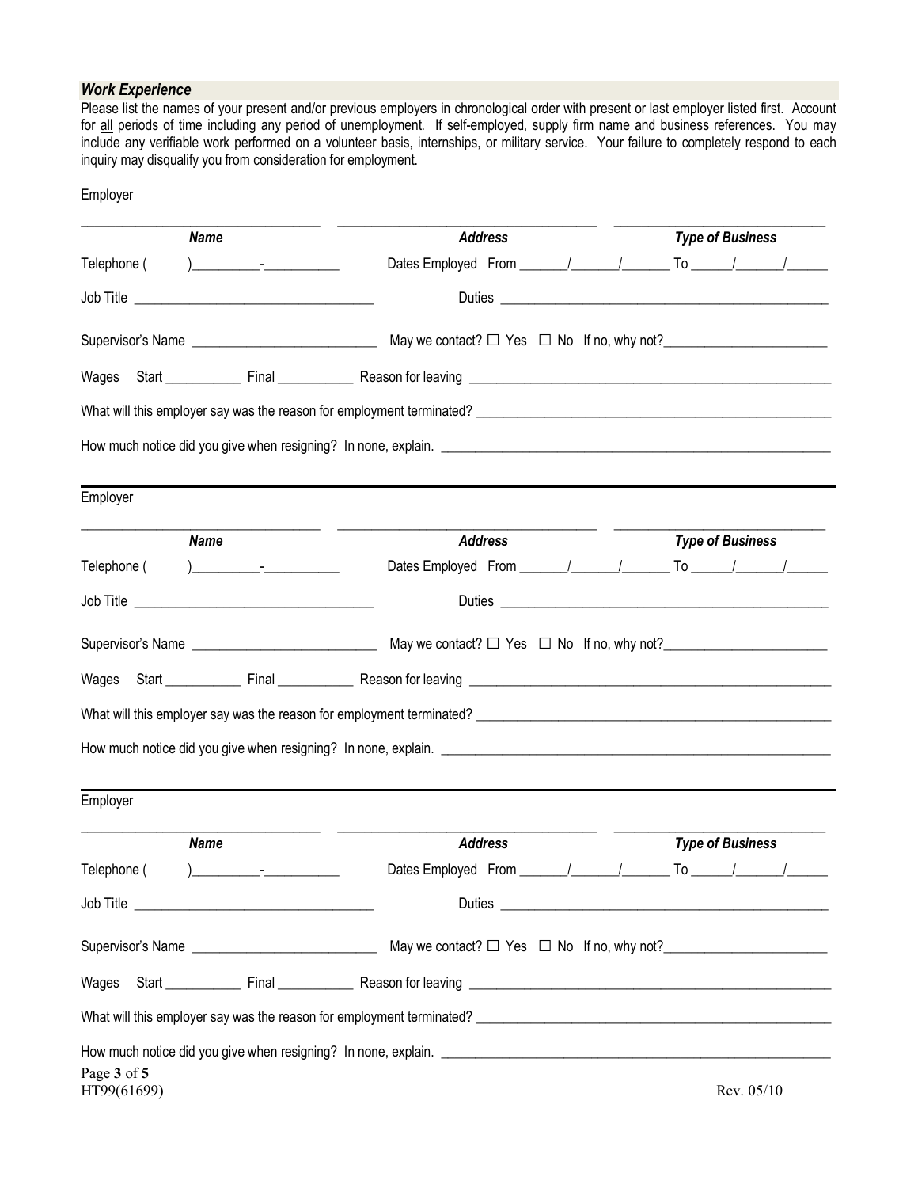### *Work Experience*

Please list the names of your present and/or previous employers in chronological order with present or last employer listed first. Account for all periods of time including any period of unemployment. If self-employed, supply firm name and business references. You may include any verifiable work performed on a volunteer basis, internships, or military service. Your failure to completely respond to each inquiry may disqualify you from consideration for employment.

Employer

___________________________________ ___________________________________ ___________________________________

***Name*** ***Address*** ***Type of Business***

Telephone ( )__________-___________ Dates Employed From _______/_______/_______ To ______/_______/______

Job Title ___________________________________ Duties ___________________________________________________

Supervisor's Name ___________________________ May we contact? ☐ Yes ☐ No If no, why not?________________________

Wages Start ___________ Final ___________ Reason for leaving ___________________________________________________

What will this employer say was the reason for employment terminated? ___________________________________________________

How much notice did you give when resigning? In none, explain. ___________________________________________________

---

Employer

___________________________________ ___________________________________ ___________________________________

***Name*** ***Address*** ***Type of Business***

Telephone ( )__________-___________ Dates Employed From _______/_______/_______ To ______/_______/______

Job Title ___________________________________ Duties ___________________________________________________

Supervisor's Name ___________________________ May we contact? ☐ Yes ☐ No If no, why not?________________________

Wages Start ___________ Final ___________ Reason for leaving ___________________________________________________

What will this employer say was the reason for employment terminated? ___________________________________________________

How much notice did you give when resigning? In none, explain. ___________________________________________________

---

Employer

___________________________________ ___________________________________ ___________________________________

***Name*** ***Address*** ***Type of Business***

Telephone ( )__________-___________ Dates Employed From _______/_______/_______ To ______/_______/______

Job Title ___________________________________ Duties ___________________________________________________

Supervisor's Name ___________________________ May we contact? ☐ Yes ☐ No If no, why not?________________________

Wages Start ___________ Final ___________ Reason for leaving ___________________________________________________

What will this employer say was the reason for employment terminated? ___________________________________________________

How much notice did you give when resigning? In none, explain. ___________________________________________________

HT99(61699) Rev. 05/10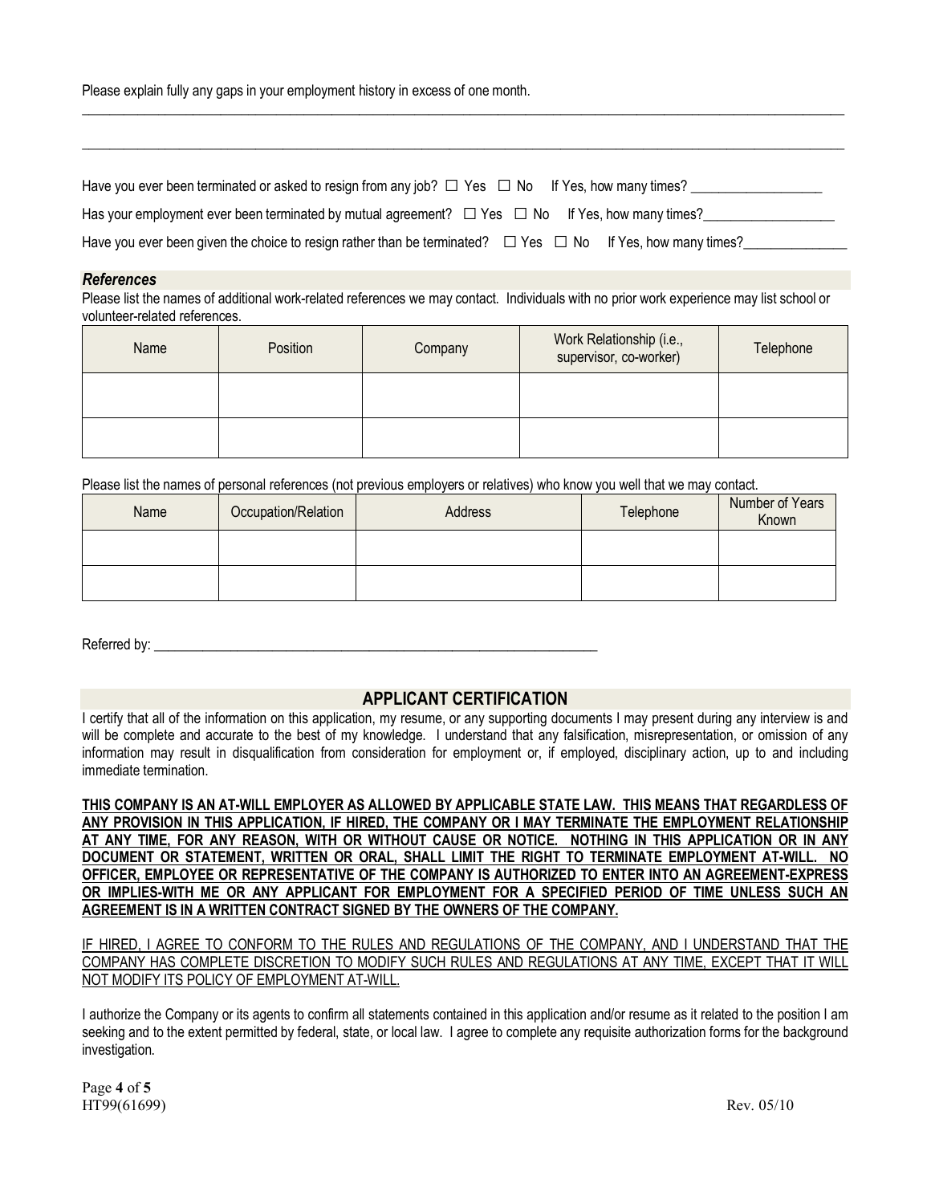Please explain fully any gaps in your employment history in excess of one month.

\_\_\_\_\_\_\_\_\_\_\_\_\_\_\_\_\_\_\_\_\_\_\_\_\_\_\_\_\_\_\_\_\_\_\_\_\_\_\_\_\_\_\_\_\_\_\_\_\_\_\_\_\_\_\_\_\_\_\_\_\_\_\_\_\_\_\_\_\_\_\_\_\_\_\_\_\_\_\_\_\_\_\_\_\_\_\_\_\_\_\_\_\_\_\_\_\_\_\_\_\_\_\_\_\_\_

\_\_\_\_\_\_\_\_\_\_\_\_\_\_\_\_\_\_\_\_\_\_\_\_\_\_\_\_\_\_\_\_\_\_\_\_\_\_\_\_\_\_\_\_\_\_\_\_\_\_\_\_\_\_\_\_\_\_\_\_\_\_\_\_\_\_\_\_\_\_\_\_\_\_\_\_\_\_\_\_\_\_\_\_\_\_\_\_\_\_\_\_\_\_\_\_\_\_\_\_\_\_\_\_\_\_

Have you ever been terminated or asked to resign from any job? ☐ Yes ☐ No If Yes, how many times? \_\_\_\_\_\_\_\_\_\_\_\_\_\_\_\_\_\_\_

Has your employment ever been terminated by mutual agreement? ☐ Yes ☐ No If Yes, how many times?\_\_\_\_\_\_\_\_\_\_\_\_\_\_\_\_\_\_\_

Have you ever been given the choice to resign rather than be terminated? ☐ Yes ☐ No If Yes, how many times?\_\_\_\_\_\_\_\_\_\_\_\_\_\_\_

### *References*

Please list the names of additional work-related references we may contact. Individuals with no prior work experience may list school or volunteer-related references.

| Name | Position | Company | Work Relationship (i.e., supervisor, co-worker) | Telephone |
|---|---|---|---|---|
| | | | | |
| | | | | |

Please list the names of personal references (not previous employers or relatives) who know you well that we may contact.

| Name | Occupation/Relation | Address | Telephone | Number of Years Known |
|---|---|---|---|---|
| | | | | |
| | | | | |

Referred by: \_\_\_\_\_\_\_\_\_\_\_\_\_\_\_\_\_\_\_\_\_\_\_\_\_\_\_\_\_\_\_\_\_\_\_\_\_\_\_\_\_\_\_\_\_\_\_\_\_\_\_\_\_\_\_\_\_\_\_\_\_\_\_\_

## APPLICANT CERTIFICATION

I certify that all of the information on this application, my resume, or any supporting documents I may present during any interview is and will be complete and accurate to the best of my knowledge. I understand that any falsification, misrepresentation, or omission of any information may result in disqualification from consideration for employment or, if employed, disciplinary action, up to and including immediate termination.

**THIS COMPANY IS AN AT-WILL EMPLOYER AS ALLOWED BY APPLICABLE STATE LAW. THIS MEANS THAT REGARDLESS OF ANY PROVISION IN THIS APPLICATION, IF HIRED, THE COMPANY OR I MAY TERMINATE THE EMPLOYMENT RELATIONSHIP AT ANY TIME, FOR ANY REASON, WITH OR WITHOUT CAUSE OR NOTICE. NOTHING IN THIS APPLICATION OR IN ANY DOCUMENT OR STATEMENT, WRITTEN OR ORAL, SHALL LIMIT THE RIGHT TO TERMINATE EMPLOYMENT AT-WILL. NO OFFICER, EMPLOYEE OR REPRESENTATIVE OF THE COMPANY IS AUTHORIZED TO ENTER INTO AN AGREEMENT-EXPRESS OR IMPLIES-WITH ME OR ANY APPLICANT FOR EMPLOYMENT FOR A SPECIFIED PERIOD OF TIME UNLESS SUCH AN AGREEMENT IS IN A WRITTEN CONTRACT SIGNED BY THE OWNERS OF THE COMPANY.**

IF HIRED, I AGREE TO CONFORM TO THE RULES AND REGULATIONS OF THE COMPANY, AND I UNDERSTAND THAT THE COMPANY HAS COMPLETE DISCRETION TO MODIFY SUCH RULES AND REGULATIONS AT ANY TIME, EXCEPT THAT IT WILL NOT MODIFY ITS POLICY OF EMPLOYMENT AT-WILL.

I authorize the Company or its agents to confirm all statements contained in this application and/or resume as it related to the position I am seeking and to the extent permitted by federal, state, or local law. I agree to complete any requisite authorization forms for the background investigation.

HT99(61699) Rev. 05/10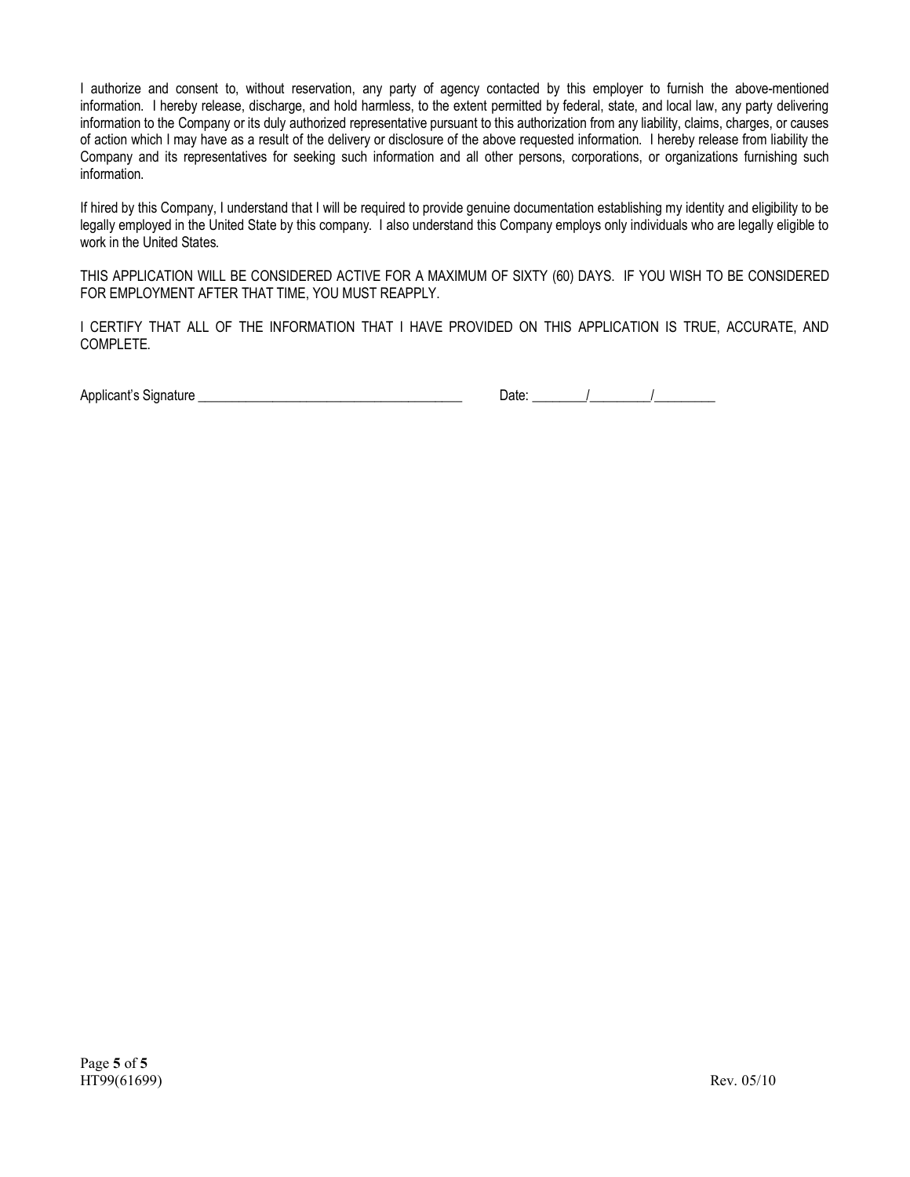I authorize and consent to, without reservation, any party of agency contacted by this employer to furnish the above-mentioned information. I hereby release, discharge, and hold harmless, to the extent permitted by federal, state, and local law, any party delivering information to the Company or its duly authorized representative pursuant to this authorization from any liability, claims, charges, or causes of action which I may have as a result of the delivery or disclosure of the above requested information. I hereby release from liability the Company and its representatives for seeking such information and all other persons, corporations, or organizations furnishing such information.

If hired by this Company, I understand that I will be required to provide genuine documentation establishing my identity and eligibility to be legally employed in the United State by this company. I also understand this Company employs only individuals who are legally eligible to work in the United States.

THIS APPLICATION WILL BE CONSIDERED ACTIVE FOR A MAXIMUM OF SIXTY (60) DAYS. IF YOU WISH TO BE CONSIDERED FOR EMPLOYMENT AFTER THAT TIME, YOU MUST REAPPLY.

I CERTIFY THAT ALL OF THE INFORMATION THAT I HAVE PROVIDED ON THIS APPLICATION IS TRUE, ACCURATE, AND COMPLETE.

Applicant's Signature _______________________________________ Date: ________/_________/_________

HT99(61699) Rev. 05/10